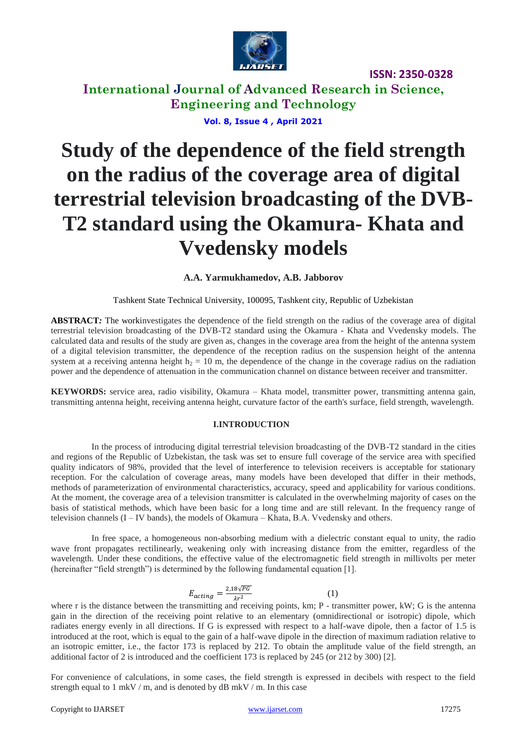# Study of the dependence of the field strength on the radius of the coverage area of digital terrestrial television broadcasting of the DVB-T2 standard using the Okamura- Khata and Vvedensky models

**A.A. Yarmukhamedov, A.B. Jabborov**

Tashkent State Technical University, 100095, Tashkent city, Republic of Uzbekistan

**ABSTRACT:** The workinvestigates the dependence of the field strength on the radius of the coverage area of digital terrestrial television broadcasting of the DVB-T2 standard using the Okamura - Khata and Vvedensky models. The calculated data and results of the study are given as, changes in the coverage area from the height of the antenna system of a digital television transmitter, the dependence of the reception radius on the suspension height of the antenna system at a receiving antenna height $h_2$ = 10 m, the dependence of the change in the coverage radius on the radiation power and the dependence of attenuation in the communication channel on distance between receiver and transmitter.

**KEYWORDS:** service area, radio visibility, Okamura – Khata model, transmitter power, transmitting antenna gain, transmitting antenna height, receiving antenna height, curvature factor of the earth's surface, field strength, wavelength.

## I.INTRODUCTION

In the process of introducing digital terrestrial television broadcasting of the DVB-T2 standard in the cities and regions of the Republic of Uzbekistan, the task was set to ensure full coverage of the service area with specified quality indicators of 98%, provided that the level of interference to television receivers is acceptable for stationary reception. For the calculation of coverage areas, many models have been developed that differ in their methods, methods of parameterization of environmental characteristics, accuracy, speed and applicability for various conditions. At the moment, the coverage area of a television transmitter is calculated in the overwhelming majority of cases on the basis of statistical methods, which have been basic for a long time and are still relevant. In the frequency range of television channels (I – IV bands), the models of Okamura – Khata, B.A. Vvedensky and others.

In free space, a homogeneous non-absorbing medium with a dielectric constant equal to unity, the radio wave front propagates rectilinearly, weakening only with increasing distance from the emitter, regardless of the wavelength. Under these conditions, the effective value of the electromagnetic field strength in millivolts per meter (hereinafter "field strength") is determined by the following fundamental equation [1].

$$E_{acting} = \frac{2{,}18\sqrt{PG}}{\lambda r^2} \qquad (1)$$

where r is the distance between the transmitting and receiving points, km; P - transmitter power, kW; G is the antenna gain in the direction of the receiving point relative to an elementary (omnidirectional or isotropic) dipole, which radiates energy evenly in all directions. If G is expressed with respect to a half-wave dipole, then a factor of 1.5 is introduced at the root, which is equal to the gain of a half-wave dipole in the direction of maximum radiation relative to an isotropic emitter, i.e., the factor 173 is replaced by 212. To obtain the amplitude value of the field strength, an additional factor of 2 is introduced and the coefficient 173 is replaced by 245 (or 212 by 300) [2].

For convenience of calculations, in some cases, the field strength is expressed in decibels with respect to the field strength equal to 1 mkV / m, and is denoted by dB mkV / m. In this case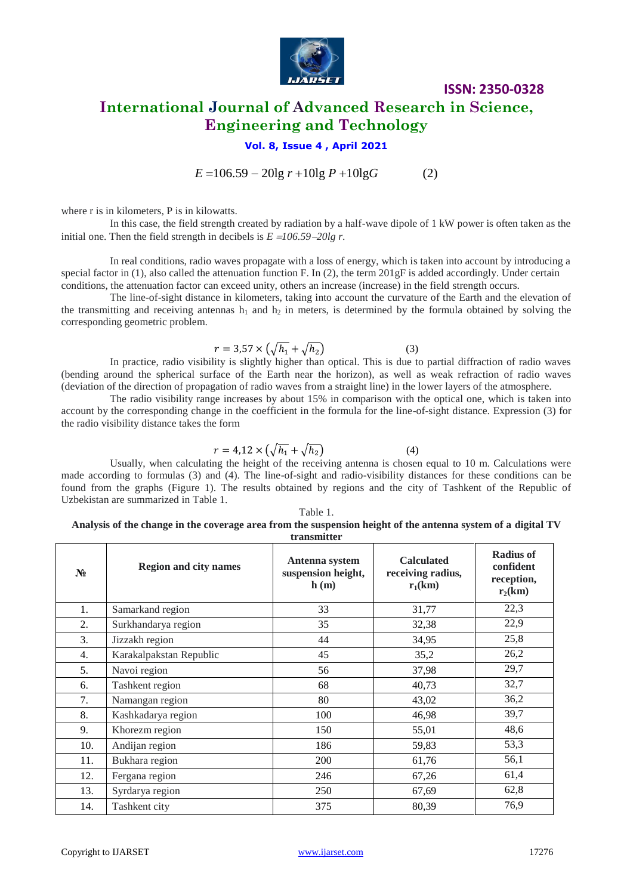$$E = 106.59 - 20\lg r + 10\lg P + 10\lg G \qquad (2)$$

where r is in kilometers, P is in kilowatts.

In this case, the field strength created by radiation by a half-wave dipole of 1 kW power is often taken as the initial one. Then the field strength in decibels is $E = 106.59 - 20\lg r$.

In real conditions, radio waves propagate with a loss of energy, which is taken into account by introducing a special factor in (1), also called the attenuation function F. In (2), the term 201gF is added accordingly. Under certain conditions, the attenuation factor can exceed unity, others an increase (increase) in the field strength occurs.

The line-of-sight distance in kilometers, taking into account the curvature of the Earth and the elevation of the transmitting and receiving antennas $h_1$ and $h_2$ in meters, is determined by the formula obtained by solving the corresponding geometric problem.

$$r = 3{,}57 \times \left(\sqrt{h_1} + \sqrt{h_2}\right) \qquad (3)$$

In practice, radio visibility is slightly higher than optical. This is due to partial diffraction of radio waves (bending around the spherical surface of the Earth near the horizon), as well as weak refraction of radio waves (deviation of the direction of propagation of radio waves from a straight line) in the lower layers of the atmosphere.

The radio visibility range increases by about 15% in comparison with the optical one, which is taken into account by the corresponding change in the coefficient in the formula for the line-of-sight distance. Expression (3) for the radio visibility distance takes the form

$$r = 4{,}12 \times \left(\sqrt{h_1} + \sqrt{h_2}\right) \qquad (4)$$

Usually, when calculating the height of the receiving antenna is chosen equal to 10 m. Calculations were made according to formulas (3) and (4). The line-of-sight and radio-visibility distances for these conditions can be found from the graphs (Figure 1). The results obtained by regions and the city of Tashkent of the Republic of Uzbekistan are summarized in Table 1.

Table 1.

**Analysis of the change in the coverage area from the suspension height of the antenna system of a digital TV transmitter**

| № | Region and city names | Antenna system suspension height, h (m) | Calculated receiving radius, $r_1$(km) | Radius of confident reception, $r_2$(km) |
|---|---|---|---|---|
| 1. | Samarkand region | 33 | 31,77 | 22,3 |
| 2. | Surkhandarya region | 35 | 32,38 | 22,9 |
| 3. | Jizzakh region | 44 | 34,95 | 25,8 |
| 4. | Karakalpakstan Republic | 45 | 35,2 | 26,2 |
| 5. | Navoi region | 56 | 37,98 | 29,7 |
| 6. | Tashkent region | 68 | 40,73 | 32,7 |
| 7. | Namangan region | 80 | 43,02 | 36,2 |
| 8. | Kashkadarya region | 100 | 46,98 | 39,7 |
| 9. | Khorezm region | 150 | 55,01 | 48,6 |
| 10. | Andijan region | 186 | 59,83 | 53,3 |
| 11. | Bukhara region | 200 | 61,76 | 56,1 |
| 12. | Fergana region | 246 | 67,26 | 61,4 |
| 13. | Syrdarya region | 250 | 67,69 | 62,8 |
| 14. | Tashkent city | 375 | 80,39 | 76,9 |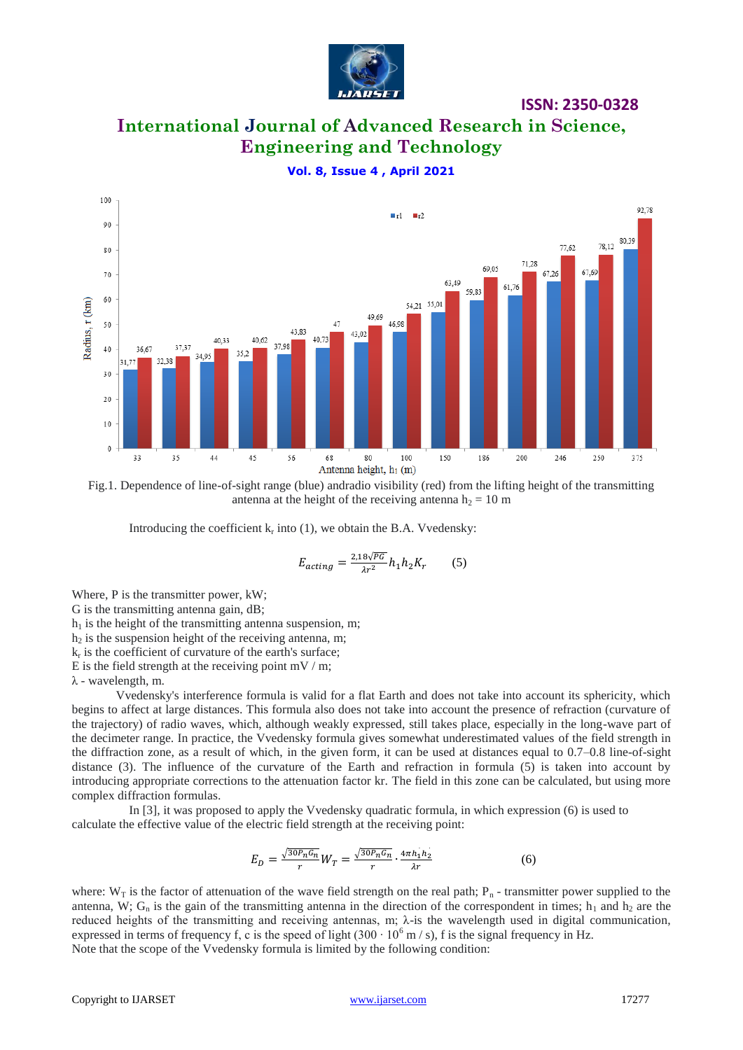Fig.1. Dependence of line-of-sight range (blue) andradio visibility (red) from the lifting height of the transmitting antenna at the height of the receiving antenna $h_2$ = 10 m

Introducing the coefficient $k_r$ into (1), we obtain the B.A. Vvedensky:

$$E_{acting} = \frac{2{,}18\sqrt{PG}}{\lambda r^2} h_1 h_2 K_r \qquad (5)$$

Where, P is the transmitter power, kW;
G is the transmitting antenna gain, dB;
$h_1$ is the height of the transmitting antenna suspension, m;
$h_2$ is the suspension height of the receiving antenna, m;
$k_r$ is the coefficient of curvature of the earth's surface;
E is the field strength at the receiving point mV / m;
λ - wavelength, m.

Vvedensky's interference formula is valid for a flat Earth and does not take into account its sphericity, which begins to affect at large distances. This formula also does not take into account the presence of refraction (curvature of the trajectory) of radio waves, which, although weakly expressed, still takes place, especially in the long-wave part of the decimeter range. In practice, the Vvedensky formula gives somewhat underestimated values of the field strength in the diffraction zone, as a result of which, in the given form, it can be used at distances equal to 0.7–0.8 line-of-sight distance (3). The influence of the curvature of the Earth and refraction in formula (5) is taken into account by introducing appropriate corrections to the attenuation factor kr. The field in this zone can be calculated, but using more complex diffraction formulas.

In [3], it was proposed to apply the Vvedensky quadratic formula, in which expression (6) is used to calculate the effective value of the electric field strength at the receiving point:

$$E_D = \frac{\sqrt{30P_nG_n}}{r} W_T = \frac{\sqrt{30P_nG_n}}{r} \cdot \frac{4\pi h_1' h_2'}{\lambda r} \qquad (6)$$

where: $W_T$ is the factor of attenuation of the wave field strength on the real path; $P_n$ - transmitter power supplied to the antenna, W; $G_n$ is the gain of the transmitting antenna in the direction of the correspondent in times; $h_1$ and $h_2$ are the reduced heights of the transmitting and receiving antennas, m; λ-is the wavelength used in digital communication, expressed in terms of frequency f, c is the speed of light ($300 \cdot 10^6$ m / s), f is the signal frequency in Hz.
Note that the scope of the Vvedensky formula is limited by the following condition: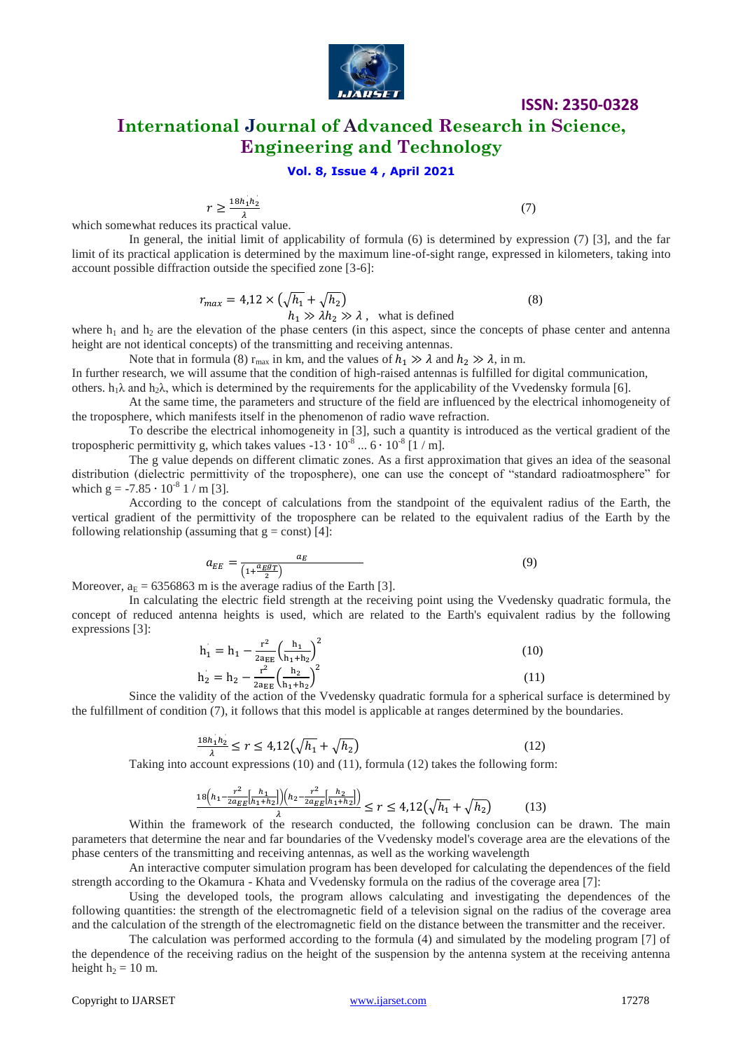$$r \geq \frac{18h_1^{'}h_2^{'}}{\lambda} \tag{7}$$

which somewhat reduces its practical value.

In general, the initial limit of applicability of formula (6) is determined by expression (7) [3], and the far limit of its practical application is determined by the maximum line-of-sight range, expressed in kilometers, taking into account possible diffraction outside the specified zone [3-6]:

$$r_{max} = 4{,}12 \times \left(\sqrt{h_1} + \sqrt{h_2}\right) \tag{8}$$

$h_1 \gg \lambda h_2 \gg \lambda$, what is defined

where $h_1$ and $h_2$ are the elevation of the phase centers (in this aspect, since the concepts of phase center and antenna height are not identical concepts) of the transmitting and receiving antennas.

Note that in formula (8) $r_{max}$ in km, and the values of $h_1 \gg \lambda$ and $h_2 \gg \lambda$, in m.

In further research, we will assume that the condition of high-raised antennas is fulfilled for digital communication, others. $h_1\lambda$ and $h_2\lambda$, which is determined by the requirements for the applicability of the Vvedensky formula [6].

At the same time, the parameters and structure of the field are influenced by the electrical inhomogeneity of the troposphere, which manifests itself in the phenomenon of radio wave refraction.

To describe the electrical inhomogeneity in [3], such a quantity is introduced as the vertical gradient of the tropospheric permittivity g, which takes values $-13 \cdot 10^{-8} \ldots 6 \cdot 10^{-8}$ [1 / m].

The g value depends on different climatic zones. As a first approximation that gives an idea of the seasonal distribution (dielectric permittivity of the troposphere), one can use the concept of "standard radioatmosphere" for which $g = -7.85 \cdot 10^{-8}$ 1 / m [3].

According to the concept of calculations from the standpoint of the equivalent radius of the Earth, the vertical gradient of the permittivity of the troposphere can be related to the equivalent radius of the Earth by the following relationship (assuming that g = const) [4]:

$$a_{EE} = \frac{a_E}{\left(1 + \frac{a_E g_T}{2}\right)} \tag{9}$$

Moreover, $a_E = 6356863$ m is the average radius of the Earth [3].

In calculating the electric field strength at the receiving point using the Vvedensky quadratic formula, the concept of reduced antenna heights is used, which are related to the Earth's equivalent radius by the following expressions [3]:

$$h_1^{'} = h_1 - \frac{r^2}{2a_{EE}}\left(\frac{h_1}{h_1 + h_2}\right)^2 \tag{10}$$

$$h_2^{'} = h_2 - \frac{r^2}{2a_{EE}}\left(\frac{h_2}{h_1 + h_2}\right)^2 \tag{11}$$

Since the validity of the action of the Vvedensky quadratic formula for a spherical surface is determined by the fulfillment of condition (7), it follows that this model is applicable at ranges determined by the boundaries.

$$\frac{18h_1^{'}h_2^{'}}{\lambda} \leq r \leq 4{,}12\left(\sqrt{h_1} + \sqrt{h_2}\right) \tag{12}$$

Taking into account expressions (10) and (11), formula (12) takes the following form:

$$\frac{18\left(h_1 - \frac{r^2}{2a_{EE}}\left[\frac{h_1}{h_1 + h_2}\right]\right)\left(h_2 - \frac{r^2}{2a_{EE}}\left[\frac{h_2}{h_1 + h_2}\right]\right)}{\lambda} \leq r \leq 4{,}12\left(\sqrt{h_1} + \sqrt{h_2}\right) \tag{13}$$

Within the framework of the research conducted, the following conclusion can be drawn. The main parameters that determine the near and far boundaries of the Vvedensky model's coverage area are the elevations of the phase centers of the transmitting and receiving antennas, as well as the working wavelength

An interactive computer simulation program has been developed for calculating the dependences of the field strength according to the Okamura - Khata and Vvedensky formula on the radius of the coverage area [7]:

Using the developed tools, the program allows calculating and investigating the dependences of the following quantities: the strength of the electromagnetic field of a television signal on the radius of the coverage area and the calculation of the strength of the electromagnetic field on the distance between the transmitter and the receiver.

The calculation was performed according to the formula (4) and simulated by the modeling program [7] of the dependence of the receiving radius on the height of the suspension by the antenna system at the receiving antenna height $h_2 = 10$ m.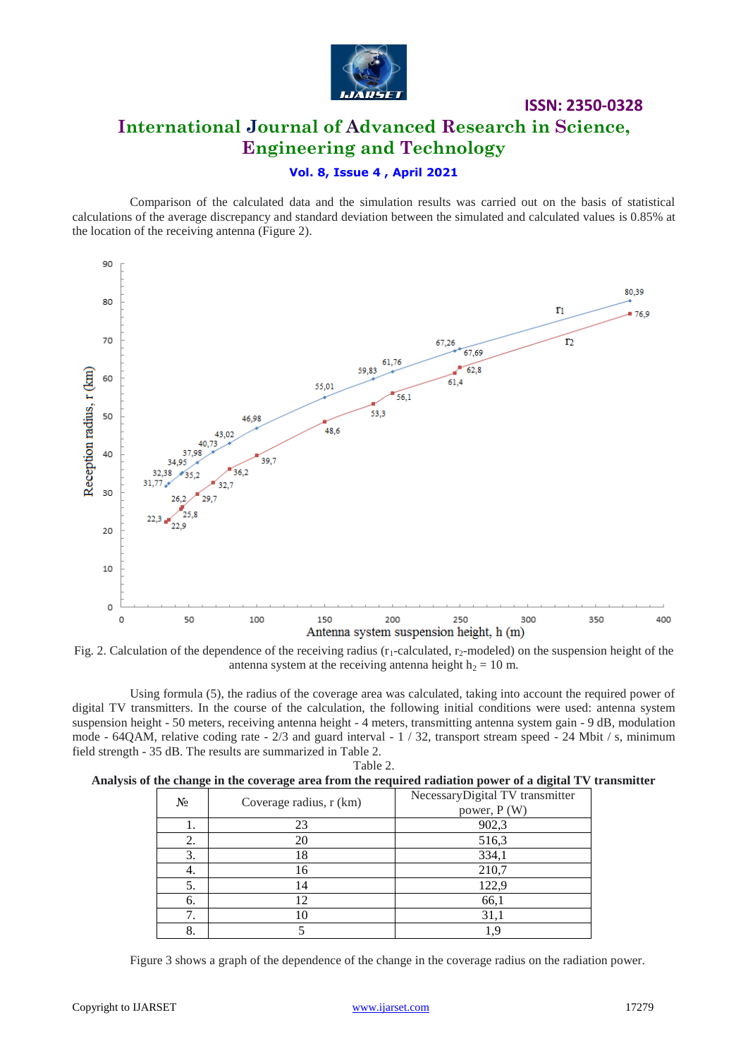Comparison of the calculated data and the simulation results was carried out on the basis of statistical calculations of the average discrepancy and standard deviation between the simulated and calculated values is 0.85% at the location of the receiving antenna (Figure 2).

Fig. 2. Calculation of the dependence of the receiving radius ($r_1$-calculated, $r_2$-modeled) on the suspension height of the antenna system at the receiving antenna height $h_2$ = 10 m.

Using formula (5), the radius of the coverage area was calculated, taking into account the required power of digital TV transmitters. In the course of the calculation, the following initial conditions were used: antenna system suspension height - 50 meters, receiving antenna height - 4 meters, transmitting antenna system gain - 9 dB, modulation mode - 64QAM, relative coding rate - 2/3 and guard interval - 1 / 32, transport stream speed - 24 Mbit / s, minimum field strength - 35 dB. The results are summarized in Table 2.

Table 2.

**Analysis of the change in the coverage area from the required radiation power of a digital TV transmitter**

| № | Coverage radius, r (km) | NecessaryDigital TV transmitter power, P (W) |
|---|---|---|
| 1. | 23 | 902,3 |
| 2. | 20 | 516,3 |
| 3. | 18 | 334,1 |
| 4. | 16 | 210,7 |
| 5. | 14 | 122,9 |
| 6. | 12 | 66,1 |
| 7. | 10 | 31,1 |
| 8. | 5 | 1,9 |

Figure 3 shows a graph of the dependence of the change in the coverage radius on the radiation power.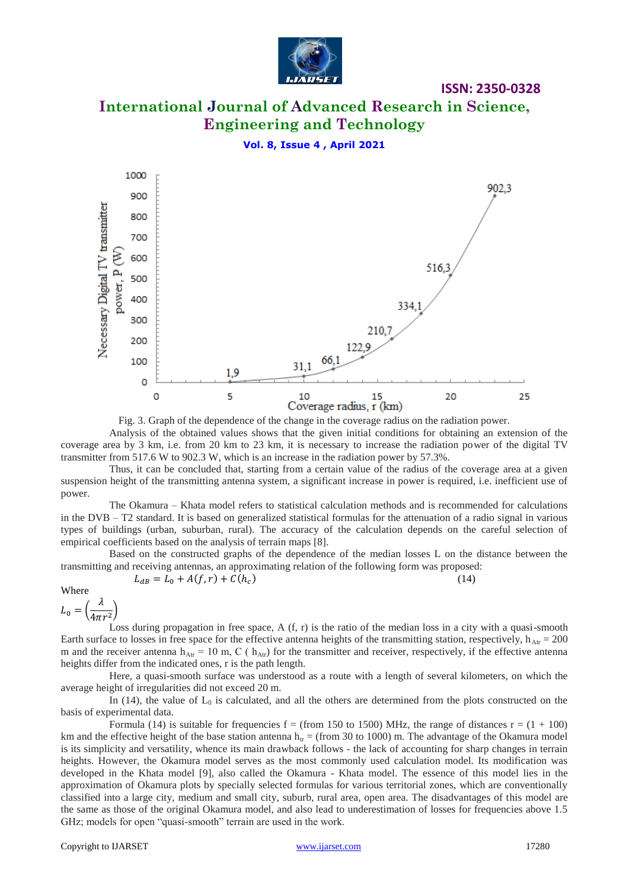Fig. 3. Graph of the dependence of the change in the coverage radius on the radiation power.

Analysis of the obtained values shows that the given initial conditions for obtaining an extension of the coverage area by 3 km, i.e. from 20 km to 23 km, it is necessary to increase the radiation power of the digital TV transmitter from 517.6 W to 902.3 W, which is an increase in the radiation power by 57.3%.

Thus, it can be concluded that, starting from a certain value of the radius of the coverage area at a given suspension height of the transmitting antenna system, a significant increase in power is required, i.e. inefficient use of power.

The Okamura – Khata model refers to statistical calculation methods and is recommended for calculations in the DVB – T2 standard. It is based on generalized statistical formulas for the attenuation of a radio signal in various types of buildings (urban, suburban, rural). The accuracy of the calculation depends on the careful selection of empirical coefficients based on the analysis of terrain maps [8].

Based on the constructed graphs of the dependence of the median losses L on the distance between the transmitting and receiving antennas, an approximating relation of the following form was proposed:

$$L_{dB} = L_0 + A(f,r) + C(h_c) \tag{14}$$

Where

$$L_0 = \left(\frac{\lambda}{4\pi r^2}\right)$$

Loss during propagation in free space, A (f, r) is the ratio of the median loss in a city with a quasi-smooth Earth surface to losses in free space for the effective antenna heights of the transmitting station, respectively, $h_{Atr} = 200$ m and the receiver antenna $h_{Atr} = 10$ m, C ( $h_{Atr}$) for the transmitter and receiver, respectively, if the effective antenna heights differ from the indicated ones, r is the path length.

Here, a quasi-smooth surface was understood as a route with a length of several kilometers, on which the average height of irregularities did not exceed 20 m.

In (14), the value of $L_0$ is calculated, and all the others are determined from the plots constructed on the basis of experimental data.

Formula (14) is suitable for frequencies f = (from 150 to 1500) MHz, the range of distances r = (1 + 100) km and the effective height of the base station antenna $h_{tr}$ = (from 30 to 1000) m. The advantage of the Okamura model is its simplicity and versatility, whence its main drawback follows - the lack of accounting for sharp changes in terrain heights. However, the Okamura model serves as the most commonly used calculation model. Its modification was developed in the Khata model [9], also called the Okamura - Khata model. The essence of this model lies in the approximation of Okamura plots by specially selected formulas for various territorial zones, which are conventionally classified into a large city, medium and small city, suburb, rural area, open area. The disadvantages of this model are the same as those of the original Okamura model, and also lead to underestimation of losses for frequencies above 1.5 GHz; models for open "quasi-smooth" terrain are used in the work.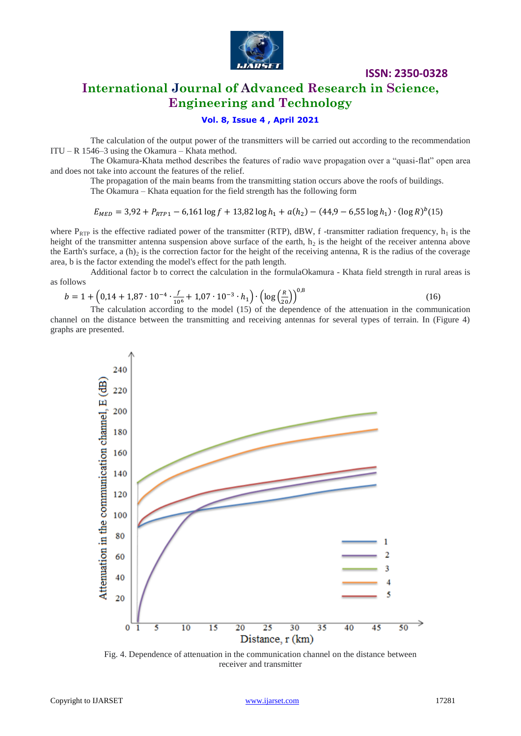The calculation of the output power of the transmitters will be carried out according to the recommendation ITU – R 1546–3 using the Okamura – Khata method.

The Okamura-Khata method describes the features of radio wave propagation over a "quasi-flat" open area and does not take into account the features of the relief.

The propagation of the main beams from the transmitting station occurs above the roofs of buildings.

The Okamura – Khata equation for the field strength has the following form

$$E_{MED} = 3{,}92 + P_{RTP1} - 6{,}161 \log f + 13{,}82 \log h_1 + a(h_2) - (44{,}9 - 6{,}55 \log h_1) \cdot (\log R)^b (15)$$

where $P_{RTP}$ is the effective radiated power of the transmitter (RTP), dBW, f -transmitter radiation frequency, $h_1$ is the height of the transmitter antenna suspension above surface of the earth, $h_2$ is the height of the receiver antenna above the Earth's surface, a $(h)_2$ is the correction factor for the height of the receiving antenna, R is the radius of the coverage area, b is the factor extending the model's effect for the path length.

Additional factor b to correct the calculation in the formulaOkamura - Khata field strength in rural areas is as follows

$$b = 1 + \left(0{,}14 + 1{,}87 \cdot 10^{-4} \cdot \frac{f}{10^6} + 1{,}07 \cdot 10^{-3} \cdot h_1\right) \cdot \left(\log\left(\frac{R}{20}\right)\right)^{0{,}8} \quad (16)$$

The calculation according to the model (15) of the dependence of the attenuation in the communication channel on the distance between the transmitting and receiving antennas for several types of terrain. In (Figure 4) graphs are presented.

Fig. 4. Dependence of attenuation in the communication channel on the distance between receiver and transmitter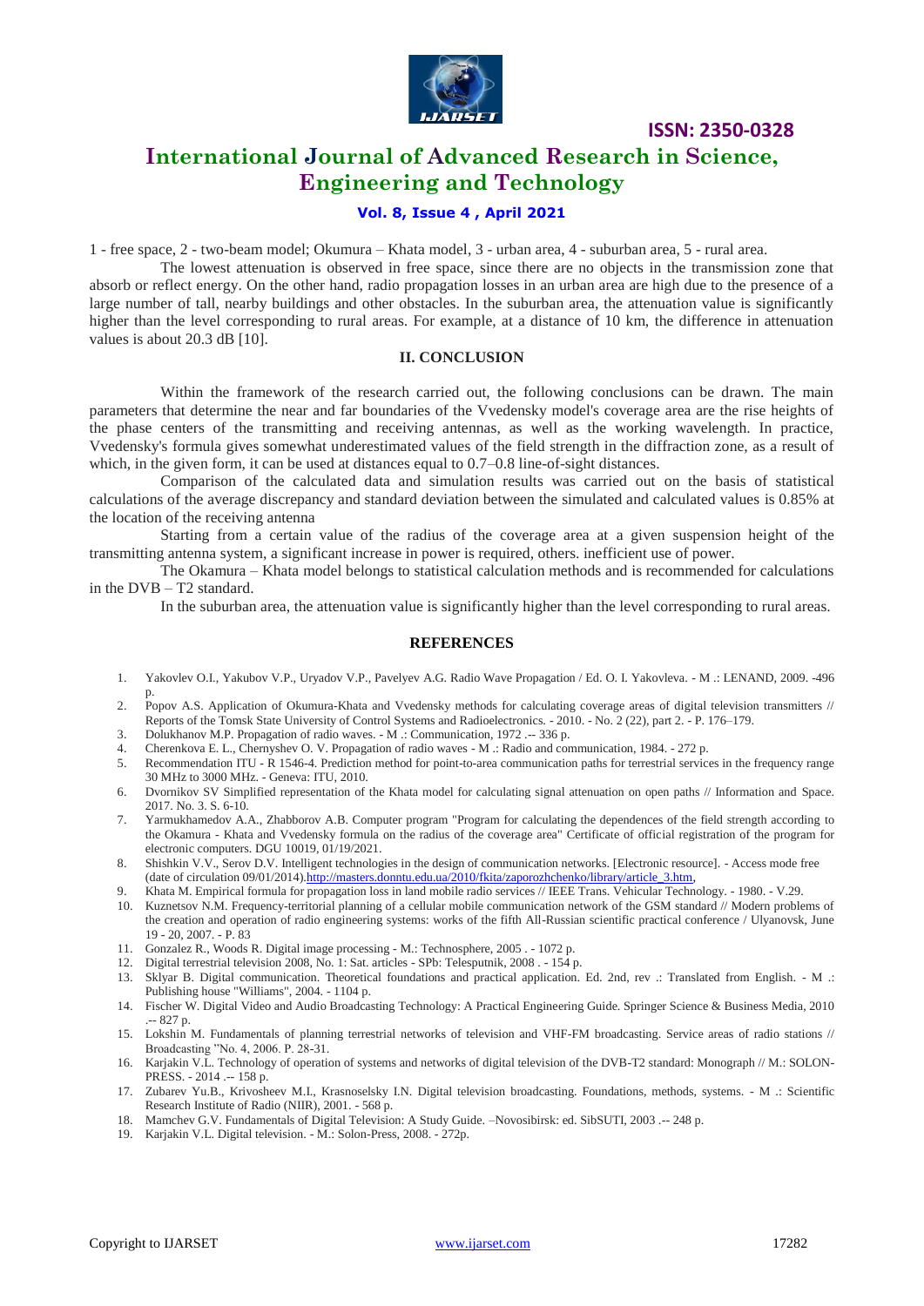1 - free space, 2 - two-beam model; Okumura – Khata model, 3 - urban area, 4 - suburban area, 5 - rural area.

The lowest attenuation is observed in free space, since there are no objects in the transmission zone that absorb or reflect energy. On the other hand, radio propagation losses in an urban area are high due to the presence of a large number of tall, nearby buildings and other obstacles. In the suburban area, the attenuation value is significantly higher than the level corresponding to rural areas. For example, at a distance of 10 km, the difference in attenuation values is about 20.3 dB [10].

## II. CONCLUSION

Within the framework of the research carried out, the following conclusions can be drawn. The main parameters that determine the near and far boundaries of the Vvedensky model's coverage area are the rise heights of the phase centers of the transmitting and receiving antennas, as well as the working wavelength. In practice, Vvedensky's formula gives somewhat underestimated values of the field strength in the diffraction zone, as a result of which, in the given form, it can be used at distances equal to 0.7–0.8 line-of-sight distances.

Comparison of the calculated data and simulation results was carried out on the basis of statistical calculations of the average discrepancy and standard deviation between the simulated and calculated values is 0.85% at the location of the receiving antenna

Starting from a certain value of the radius of the coverage area at a given suspension height of the transmitting antenna system, a significant increase in power is required, others. inefficient use of power.

The Okamura – Khata model belongs to statistical calculation methods and is recommended for calculations in the DVB – T2 standard.

In the suburban area, the attenuation value is significantly higher than the level corresponding to rural areas.

## REFERENCES

1. Yakovlev O.I., Yakubov V.P., Uryadov V.P., Pavelyev A.G. Radio Wave Propagation / Ed. O. I. Yakovleva. - M .: LENAND, 2009. -496 p.
2. Popov A.S. Application of Okumura-Khata and Vvedensky methods for calculating coverage areas of digital television transmitters // Reports of the Tomsk State University of Control Systems and Radioelectronics. - 2010. - No. 2 (22), part 2. - P. 176–179.
3. Dolukhanov M.P. Propagation of radio waves. - M .: Communication, 1972 .-- 336 p.
4. Cherenkova E. L., Chernyshev O. V. Propagation of radio waves - M .: Radio and communication, 1984. - 272 p.
5. Recommendation ITU - R 1546-4. Prediction method for point-to-area communication paths for terrestrial services in the frequency range 30 MHz to 3000 MHz. - Geneva: ITU, 2010.
6. Dvornikov SV Simplified representation of the Khata model for calculating signal attenuation on open paths // Information and Space. 2017. No. 3. S. 6-10.
7. Yarmukhamedov A.A., Zhabborov A.B. Computer program "Program for calculating the dependences of the field strength according to the Okamura - Khata and Vvedensky formula on the radius of the coverage area" Certificate of official registration of the program for electronic computers. DGU 10019, 01/19/2021.
8. Shishkin V.V., Serov D.V. Intelligent technologies in the design of communication networks. [Electronic resource]. - Access mode free (date of circulation 09/01/2014).http://masters.donntu.edu.ua/2010/fkita/zaporozhchenko/library/article_3.htm,
9. Khata M. Empirical formula for propagation loss in land mobile radio services // IEEE Trans. Vehicular Technology. - 1980. - V.29.
10. Kuznetsov N.M. Frequency-territorial planning of a cellular mobile communication network of the GSM standard // Modern problems of the creation and operation of radio engineering systems: works of the fifth All-Russian scientific practical conference / Ulyanovsk, June 19 - 20, 2007. - P. 83
11. Gonzalez R., Woods R. Digital image processing - M.: Technosphere, 2005 . - 1072 p.
12. Digital terrestrial television 2008, No. 1: Sat. articles - SPb: Telesputnik, 2008 . - 154 p.
13. Sklyar B. Digital communication. Theoretical foundations and practical application. Ed. 2nd, rev .: Translated from English. - M .: Publishing house "Williams", 2004. - 1104 p.
14. Fischer W. Digital Video and Audio Broadcasting Technology: A Practical Engineering Guide. Springer Science & Business Media, 2010 .-- 827 p.
15. Lokshin M. Fundamentals of planning terrestrial networks of television and VHF-FM broadcasting. Service areas of radio stations // Broadcasting "No. 4, 2006. P. 28-31.
16. Karjakin V.L. Technology of operation of systems and networks of digital television of the DVB-T2 standard: Monograph // M.: SOLON-PRESS. - 2014 .-- 158 p.
17. Zubarev Yu.B., Krivosheev M.I., Krasnoselsky I.N. Digital television broadcasting. Foundations, methods, systems. - M .: Scientific Research Institute of Radio (NIIR), 2001. - 568 p.
18. Mamchev G.V. Fundamentals of Digital Television: A Study Guide. –Novosibirsk: ed. SibSUTI, 2003 .-- 248 p.
19. Karjakin V.L. Digital television. - M.: Solon-Press, 2008. - 272p.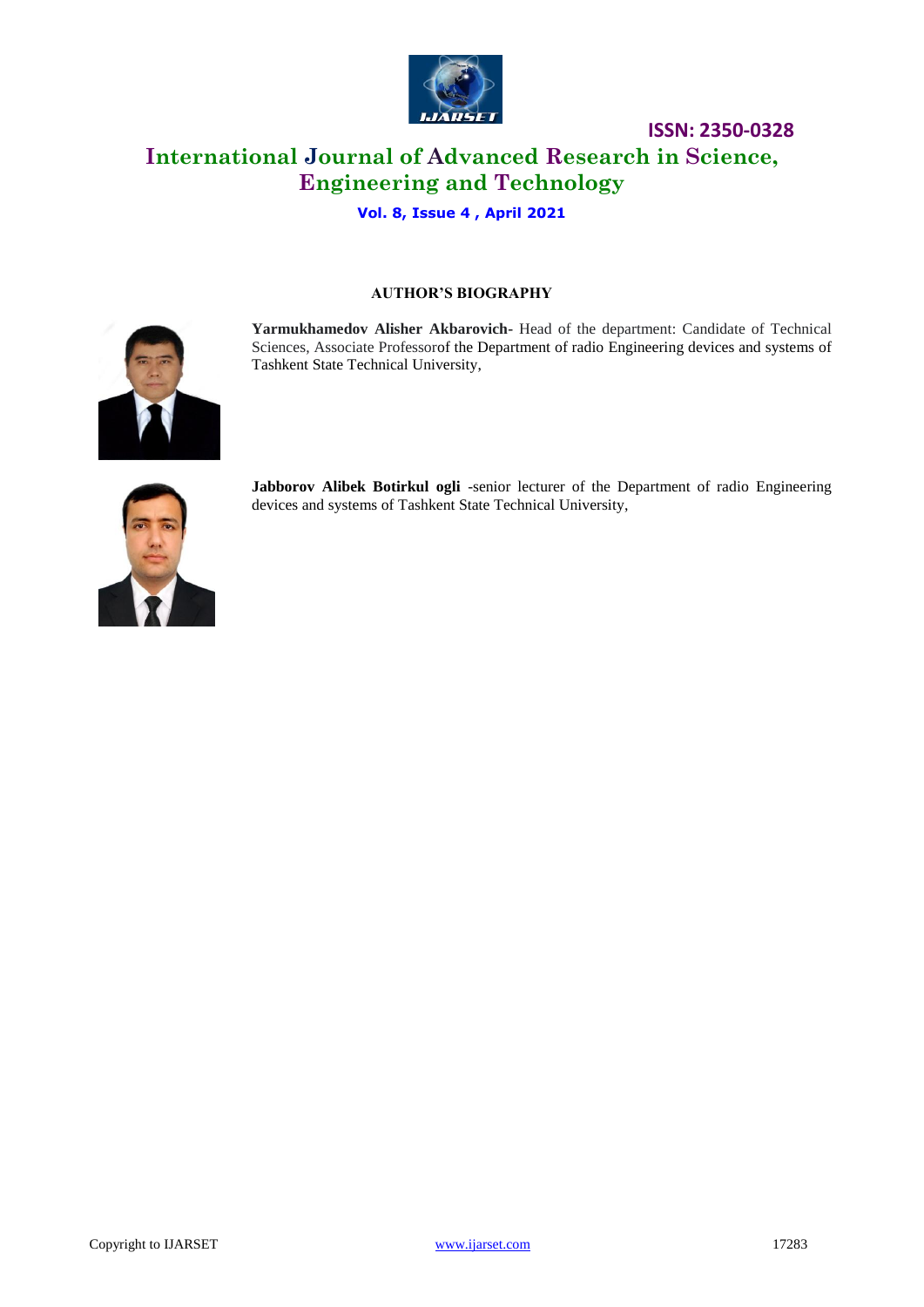**AUTHOR'S BIOGRAPHY**

**Yarmukhamedov Alisher Akbarovich-** Head of the department: Candidate of Technical Sciences, Associate Professorof the Department of radio Engineering devices and systems of Tashkent State Technical University,

**Jabborov Alibek Botirkul ogli** -senior lecturer of the Department of radio Engineering devices and systems of Tashkent State Technical University,